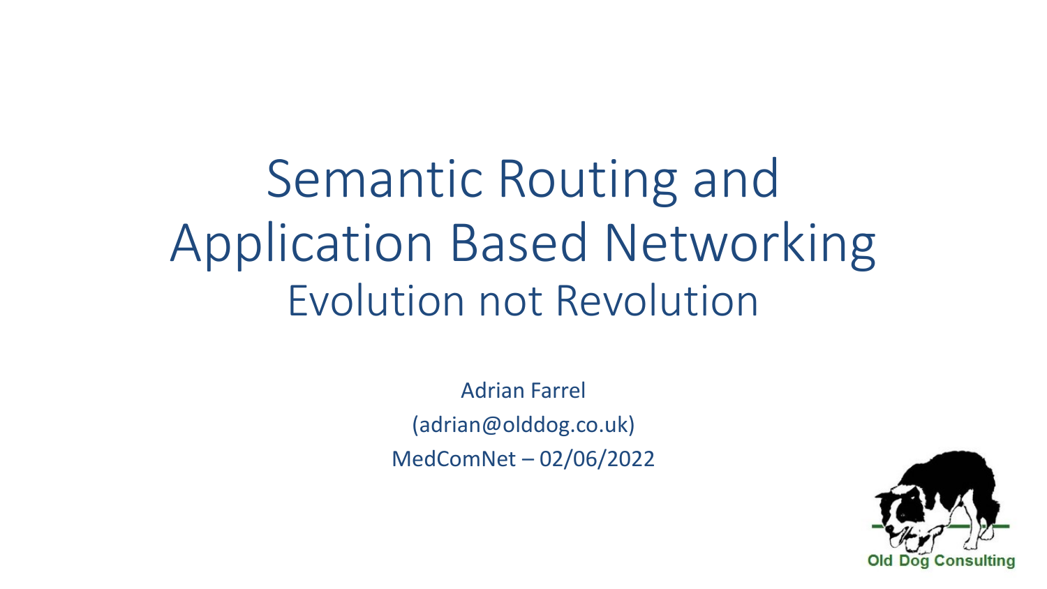# Semantic Routing and Application Based Networking

## Evolution not Revolution

Adrian Farrel

(adrian@olddog.co.uk)

MedComNet – 02/06/2022

Old Dog Consulting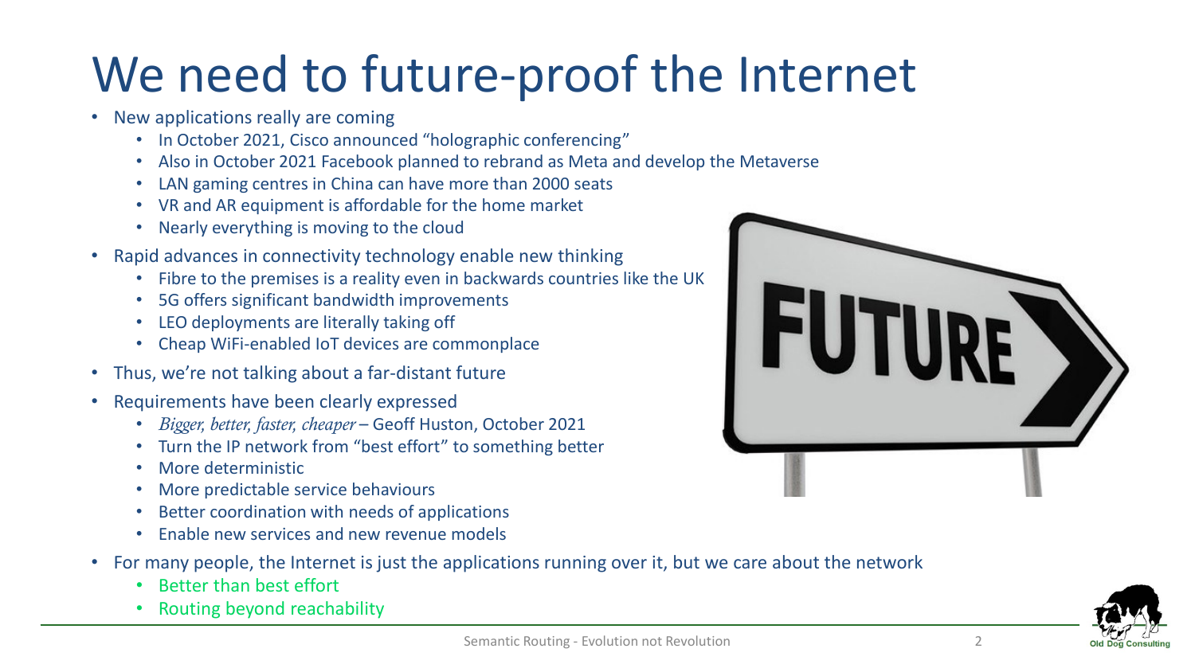# We need to future-proof the Internet

- New applications really are coming
  - In October 2021, Cisco announced "holographic conferencing"
  - Also in October 2021 Facebook planned to rebrand as Meta and develop the Metaverse
  - LAN gaming centres in China can have more than 2000 seats
  - VR and AR equipment is affordable for the home market
  - Nearly everything is moving to the cloud
- Rapid advances in connectivity technology enable new thinking
  - Fibre to the premises is a reality even in backwards countries like the UK
  - 5G offers significant bandwidth improvements
  - LEO deployments are literally taking off
  - Cheap WiFi-enabled IoT devices are commonplace
- Thus, we're not talking about a far-distant future
- Requirements have been clearly expressed
  - *Bigger, better, faster, cheaper* – Geoff Huston, October 2021
  - Turn the IP network from "best effort" to something better
  - More deterministic
  - More predictable service behaviours
  - Better coordination with needs of applications
  - Enable new services and new revenue models
- For many people, the Internet is just the applications running over it, but we care about the network
  - Better than best effort
  - Routing beyond reachability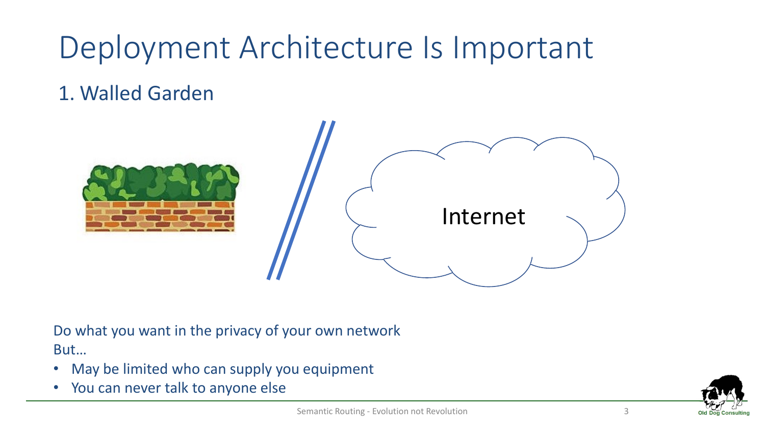# Deployment Architecture Is Important

## 1. Walled Garden

Internet

Do what you want in the privacy of your own network

But…

- May be limited who can supply you equipment
- You can never talk to anyone else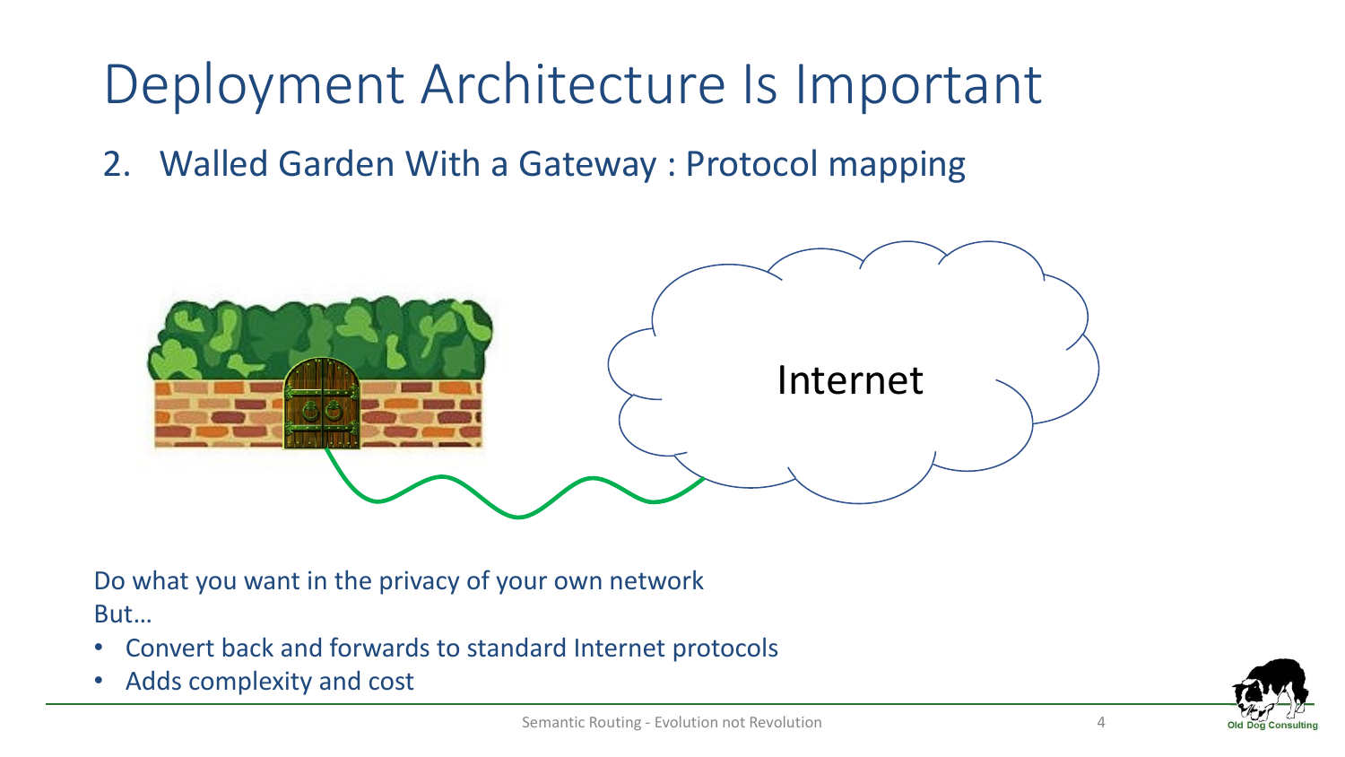# Deployment Architecture Is Important

2. Walled Garden With a Gateway : Protocol mapping

Internet

Do what you want in the privacy of your own network
But…

- Convert back and forwards to standard Internet protocols
- Adds complexity and cost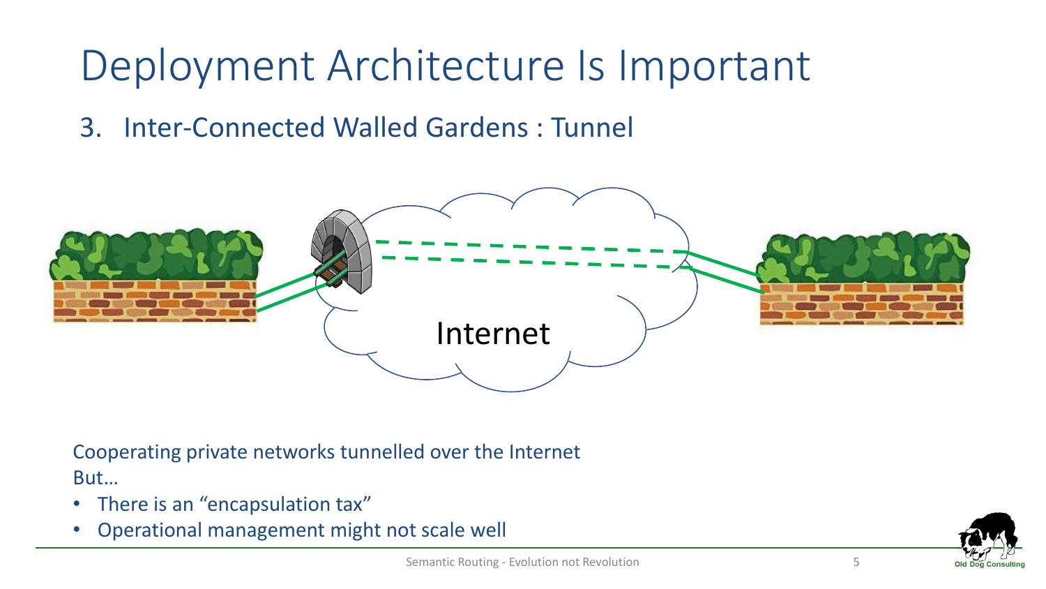# Deployment Architecture Is Important

3. Inter-Connected Walled Gardens : Tunnel

Internet

Cooperating private networks tunnelled over the Internet

But…

- There is an “encapsulation tax”
- Operational management might not scale well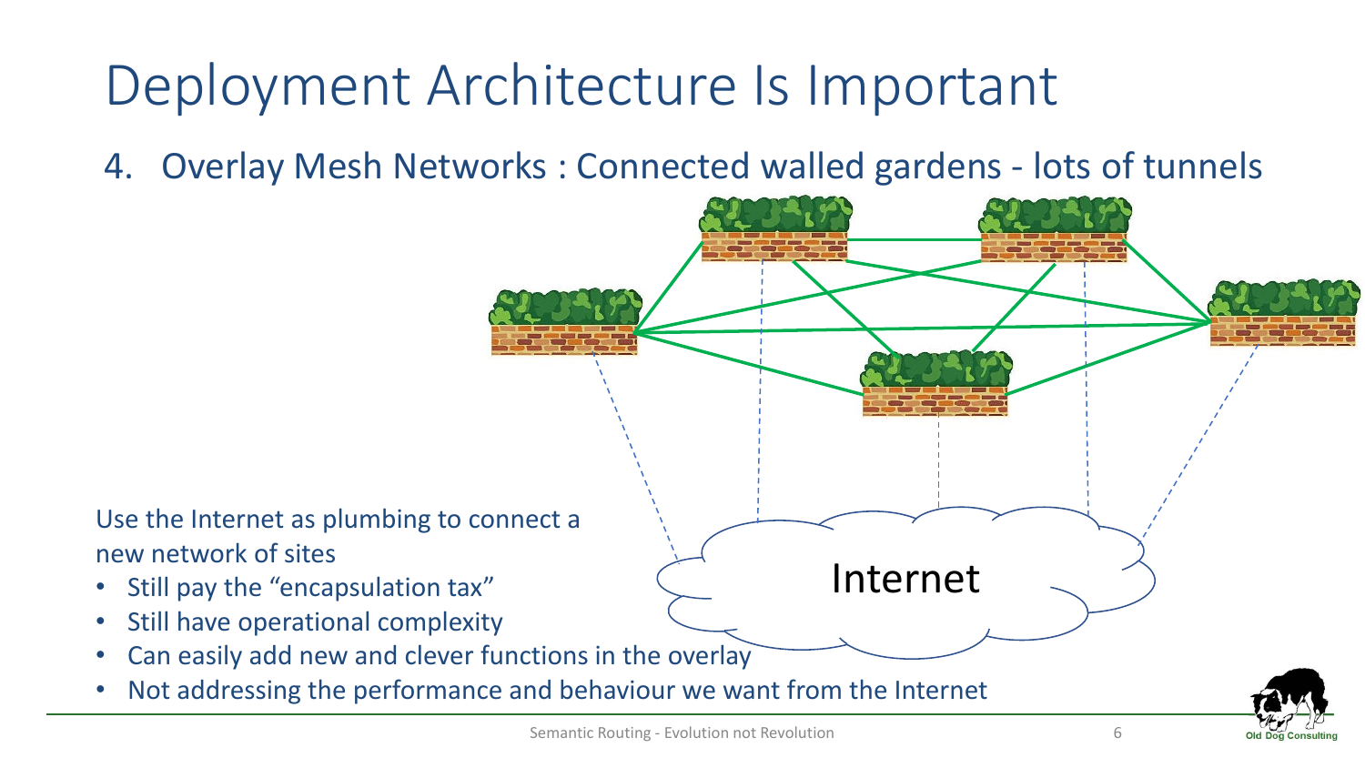# Deployment Architecture Is Important

4. Overlay Mesh Networks : Connected walled gardens - lots of tunnels

Internet

Use the Internet as plumbing to connect a new network of sites

- Still pay the "encapsulation tax"
- Still have operational complexity
- Can easily add new and clever functions in the overlay
- Not addressing the performance and behaviour we want from the Internet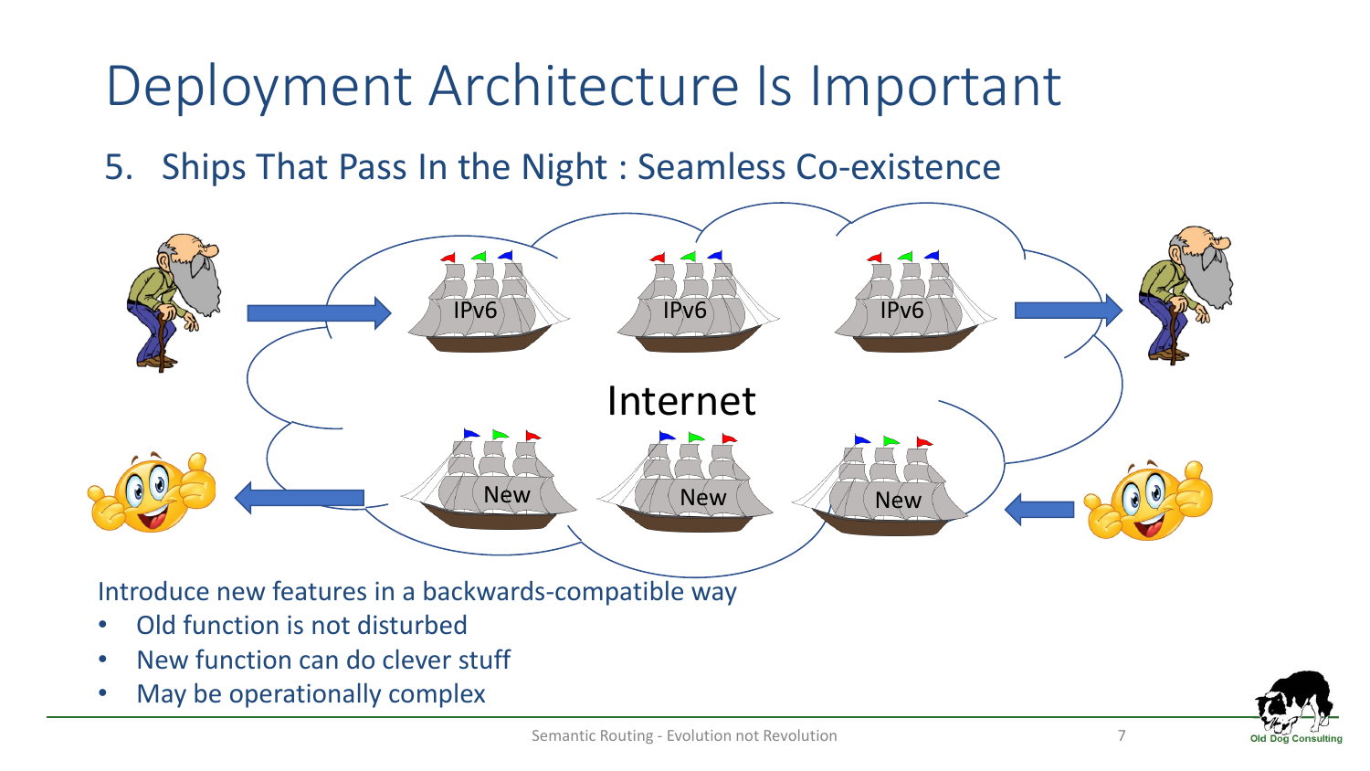# Deployment Architecture Is Important

5. Ships That Pass In the Night : Seamless Co-existence

IPv6 IPv6 IPv6

Internet

New New New

Introduce new features in a backwards-compatible way

- Old function is not disturbed
- New function can do clever stuff
- May be operationally complex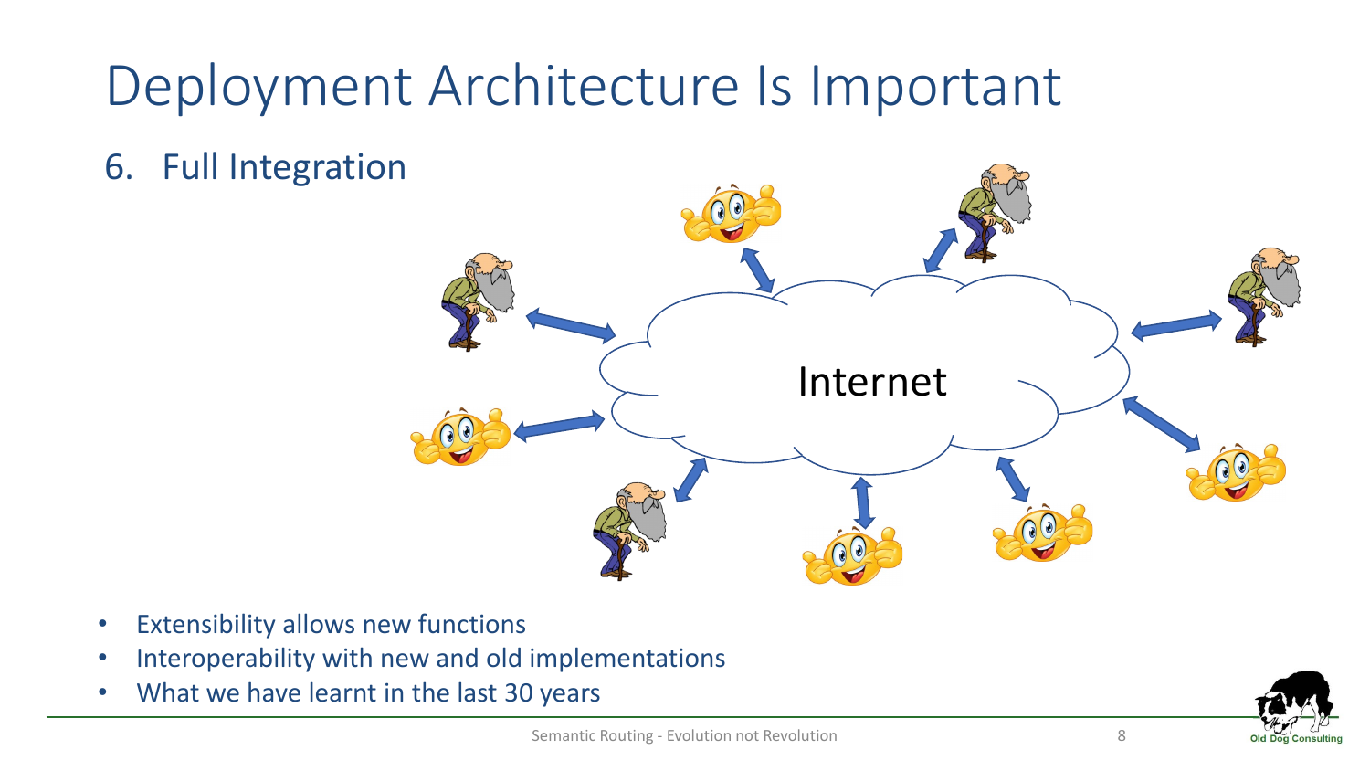# Deployment Architecture Is Important

6. Full Integration

Internet

- Extensibility allows new functions
- Interoperability with new and old implementations
- What we have learnt in the last 30 years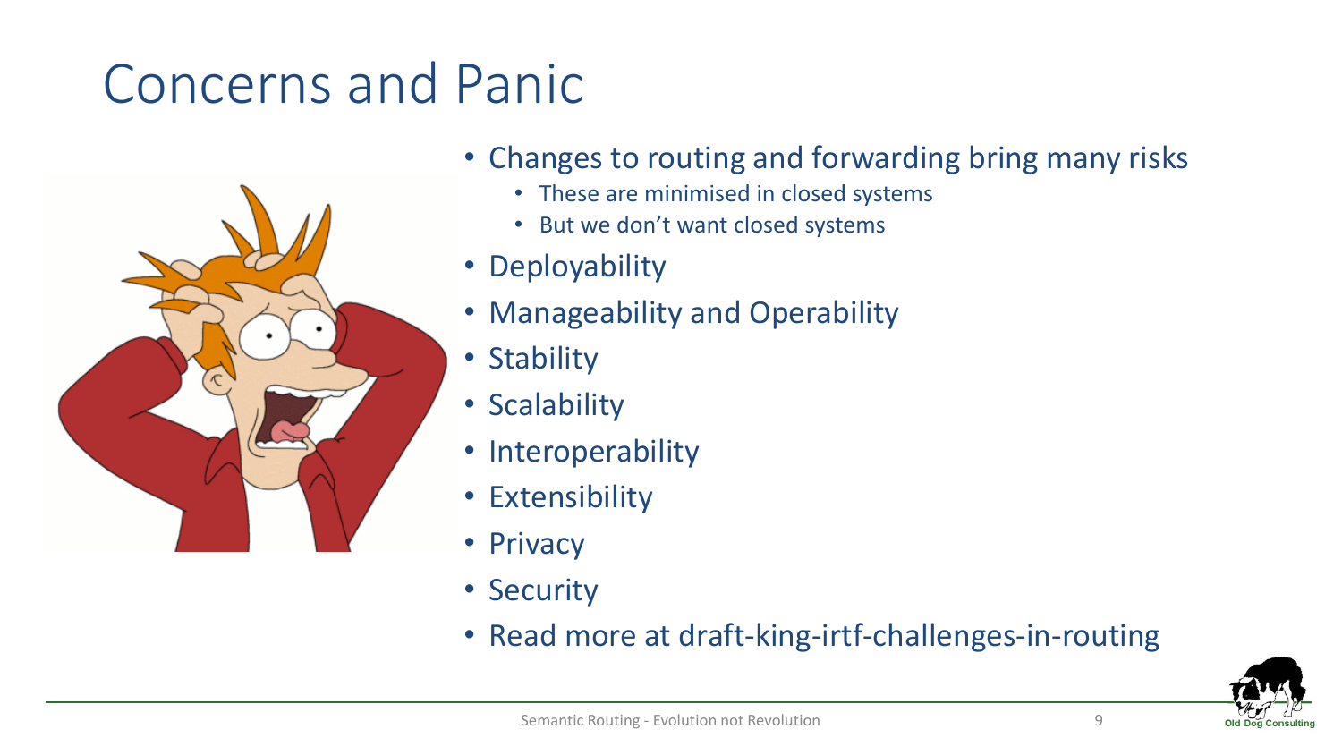# Concerns and Panic

- Changes to routing and forwarding bring many risks
  - These are minimised in closed systems
  - But we don't want closed systems
- Deployability
- Manageability and Operability
- Stability
- Scalability
- Interoperability
- Extensibility
- Privacy
- Security
- Read more at draft-king-irtf-challenges-in-routing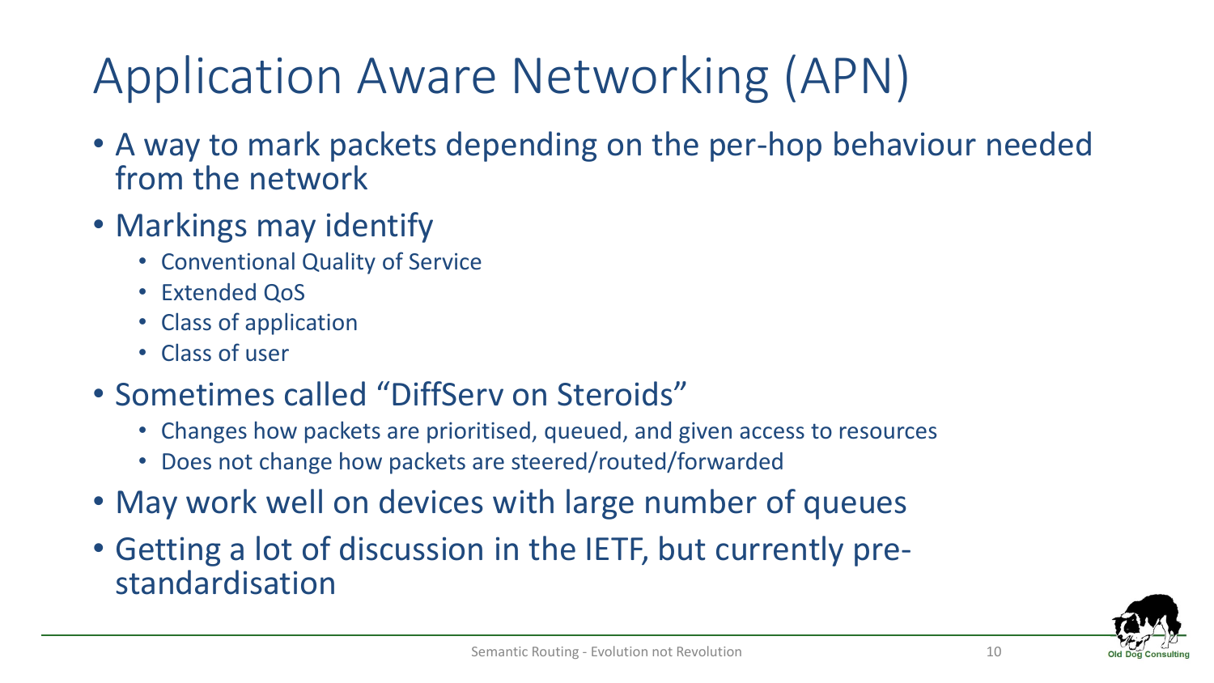# Application Aware Networking (APN)

- A way to mark packets depending on the per-hop behaviour needed from the network
- Markings may identify
  - Conventional Quality of Service
  - Extended QoS
  - Class of application
  - Class of user
- Sometimes called "DiffServ on Steroids"
  - Changes how packets are prioritised, queued, and given access to resources
  - Does not change how packets are steered/routed/forwarded
- May work well on devices with large number of queues
- Getting a lot of discussion in the IETF, but currently pre-standardisation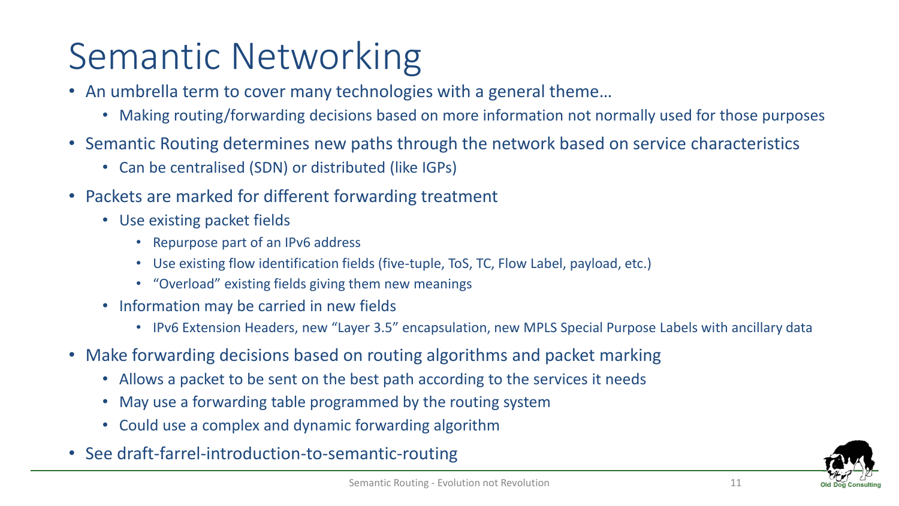# Semantic Networking

- An umbrella term to cover many technologies with a general theme…
  - Making routing/forwarding decisions based on more information not normally used for those purposes
- Semantic Routing determines new paths through the network based on service characteristics
  - Can be centralised (SDN) or distributed (like IGPs)
- Packets are marked for different forwarding treatment
  - Use existing packet fields
    - Repurpose part of an IPv6 address
    - Use existing flow identification fields (five-tuple, ToS, TC, Flow Label, payload, etc.)
    - "Overload" existing fields giving them new meanings
  - Information may be carried in new fields
    - IPv6 Extension Headers, new "Layer 3.5" encapsulation, new MPLS Special Purpose Labels with ancillary data
- Make forwarding decisions based on routing algorithms and packet marking
  - Allows a packet to be sent on the best path according to the services it needs
  - May use a forwarding table programmed by the routing system
  - Could use a complex and dynamic forwarding algorithm
- See draft-farrel-introduction-to-semantic-routing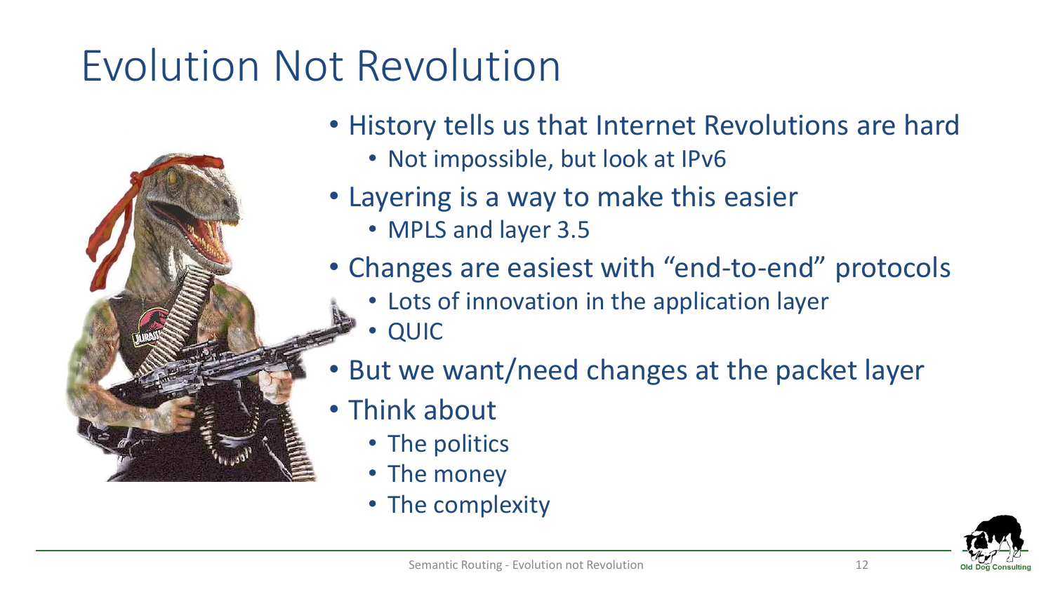# Evolution Not Revolution

- History tells us that Internet Revolutions are hard
  - Not impossible, but look at IPv6
- Layering is a way to make this easier
  - MPLS and layer 3.5
- Changes are easiest with "end-to-end" protocols
  - Lots of innovation in the application layer
  - QUIC
- But we want/need changes at the packet layer
- Think about
  - The politics
  - The money
  - The complexity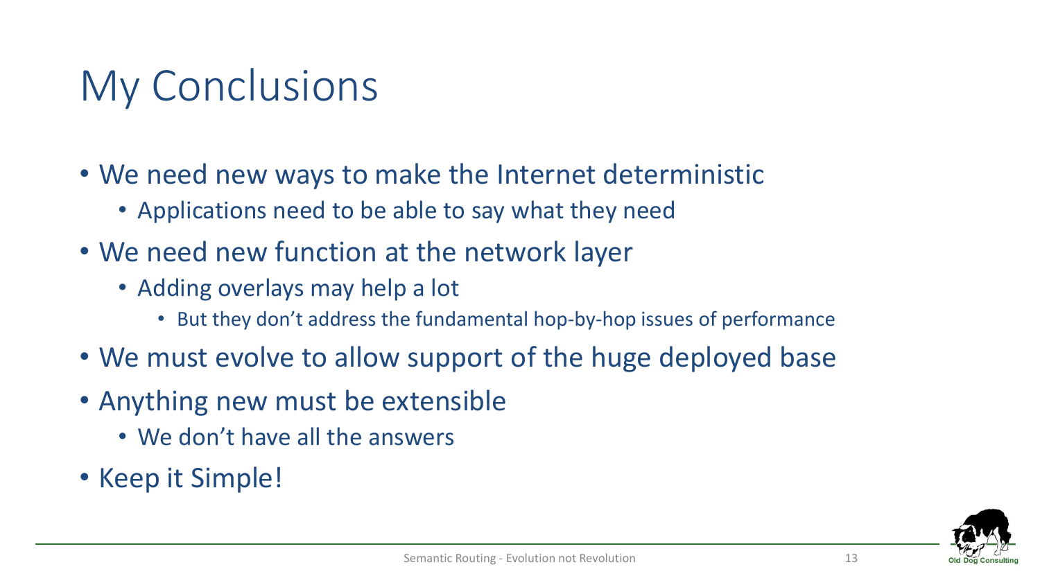# My Conclusions

- We need new ways to make the Internet deterministic
  - Applications need to be able to say what they need
- We need new function at the network layer
  - Adding overlays may help a lot
    - But they don't address the fundamental hop-by-hop issues of performance
- We must evolve to allow support of the huge deployed base
- Anything new must be extensible
  - We don't have all the answers
- Keep it Simple!